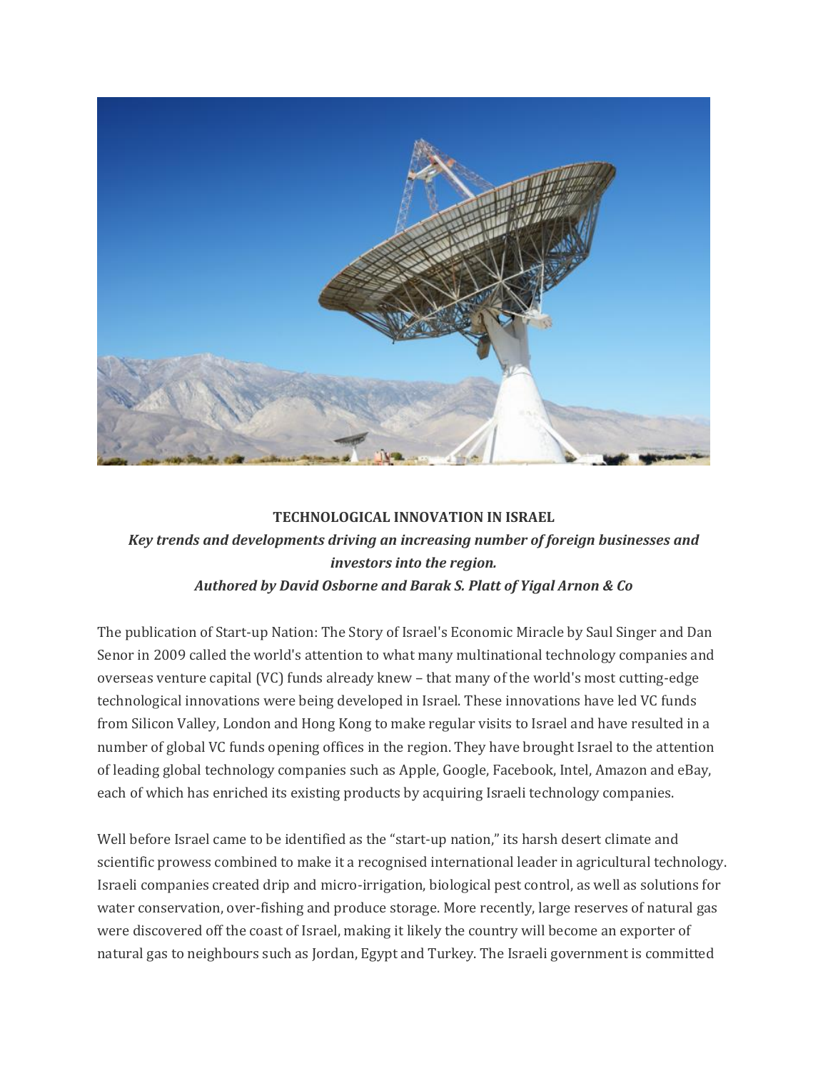**TECHNOLOGICAL INNOVATION IN ISRAEL**

***Key trends and developments driving an increasing number of foreign businesses and investors into the region.***

***Authored by David Osborne and Barak S. Platt of Yigal Arnon & Co***

The publication of Start-up Nation: The Story of Israel's Economic Miracle by Saul Singer and Dan Senor in 2009 called the world's attention to what many multinational technology companies and overseas venture capital (VC) funds already knew – that many of the world's most cutting-edge technological innovations were being developed in Israel. These innovations have led VC funds from Silicon Valley, London and Hong Kong to make regular visits to Israel and have resulted in a number of global VC funds opening offices in the region. They have brought Israel to the attention of leading global technology companies such as Apple, Google, Facebook, Intel, Amazon and eBay, each of which has enriched its existing products by acquiring Israeli technology companies.

Well before Israel came to be identified as the "start-up nation," its harsh desert climate and scientific prowess combined to make it a recognised international leader in agricultural technology. Israeli companies created drip and micro-irrigation, biological pest control, as well as solutions for water conservation, over-fishing and produce storage. More recently, large reserves of natural gas were discovered off the coast of Israel, making it likely the country will become an exporter of natural gas to neighbours such as Jordan, Egypt and Turkey. The Israeli government is committed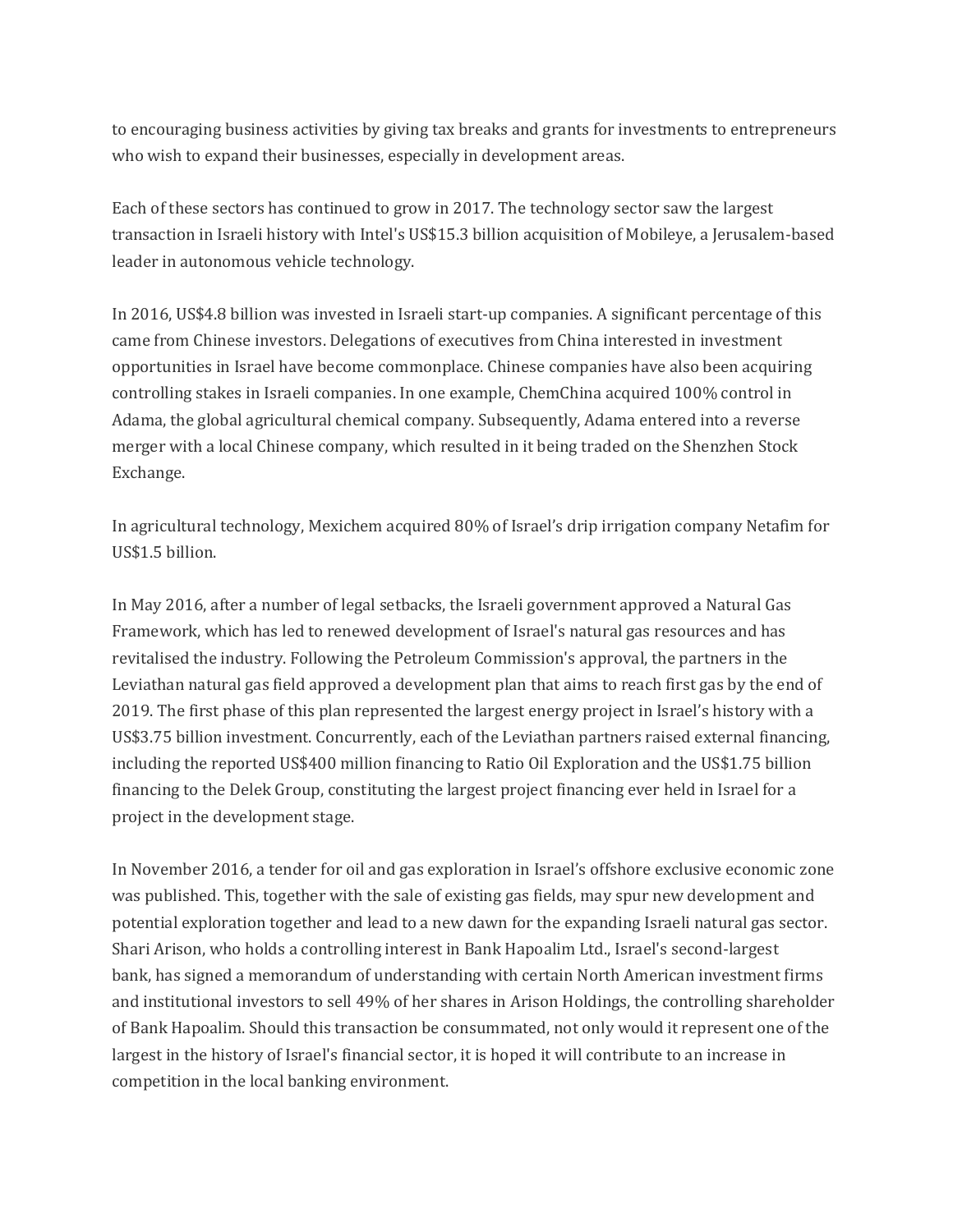to encouraging business activities by giving tax breaks and grants for investments to entrepreneurs who wish to expand their businesses, especially in development areas.

Each of these sectors has continued to grow in 2017. The technology sector saw the largest transaction in Israeli history with Intel's US$15.3 billion acquisition of Mobileye, a Jerusalem-based leader in autonomous vehicle technology.

In 2016, US$4.8 billion was invested in Israeli start-up companies. A significant percentage of this came from Chinese investors. Delegations of executives from China interested in investment opportunities in Israel have become commonplace. Chinese companies have also been acquiring controlling stakes in Israeli companies. In one example, ChemChina acquired 100% control in Adama, the global agricultural chemical company. Subsequently, Adama entered into a reverse merger with a local Chinese company, which resulted in it being traded on the Shenzhen Stock Exchange.

In agricultural technology, Mexichem acquired 80% of Israel's drip irrigation company Netafim for US$1.5 billion.

In May 2016, after a number of legal setbacks, the Israeli government approved a Natural Gas Framework, which has led to renewed development of Israel's natural gas resources and has revitalised the industry. Following the Petroleum Commission's approval, the partners in the Leviathan natural gas field approved a development plan that aims to reach first gas by the end of 2019. The first phase of this plan represented the largest energy project in Israel's history with a US$3.75 billion investment. Concurrently, each of the Leviathan partners raised external financing, including the reported US$400 million financing to Ratio Oil Exploration and the US$1.75 billion financing to the Delek Group, constituting the largest project financing ever held in Israel for a project in the development stage.

In November 2016, a tender for oil and gas exploration in Israel's offshore exclusive economic zone was published. This, together with the sale of existing gas fields, may spur new development and potential exploration together and lead to a new dawn for the expanding Israeli natural gas sector. Shari Arison, who holds a controlling interest in Bank Hapoalim Ltd., Israel's second-largest bank, has signed a memorandum of understanding with certain North American investment firms and institutional investors to sell 49% of her shares in Arison Holdings, the controlling shareholder of Bank Hapoalim. Should this transaction be consummated, not only would it represent one of the largest in the history of Israel's financial sector, it is hoped it will contribute to an increase in competition in the local banking environment.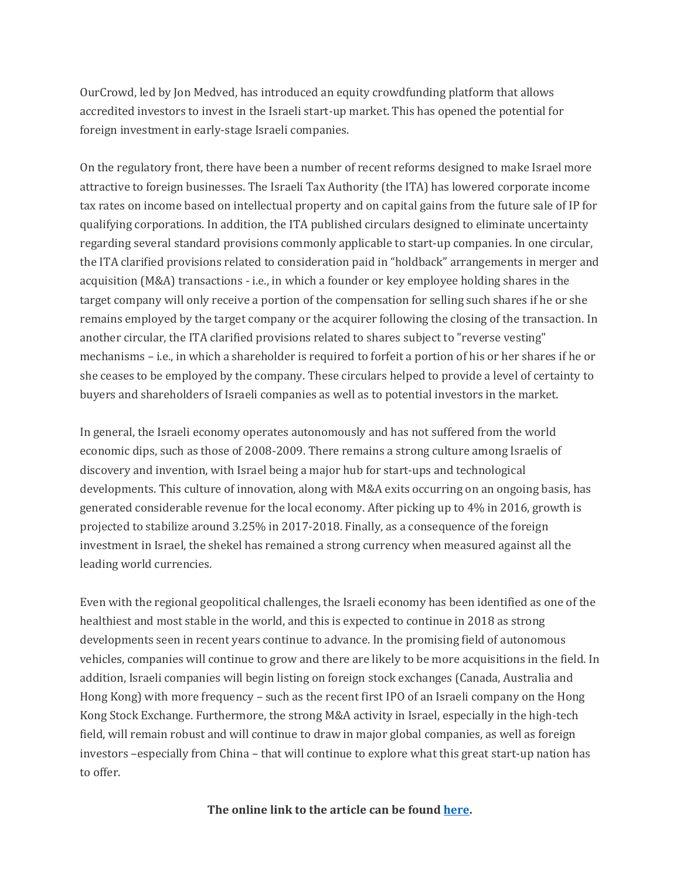OurCrowd, led by Jon Medved, has introduced an equity crowdfunding platform that allows accredited investors to invest in the Israeli start-up market. This has opened the potential for foreign investment in early-stage Israeli companies.

On the regulatory front, there have been a number of recent reforms designed to make Israel more attractive to foreign businesses. The Israeli Tax Authority (the ITA) has lowered corporate income tax rates on income based on intellectual property and on capital gains from the future sale of IP for qualifying corporations. In addition, the ITA published circulars designed to eliminate uncertainty regarding several standard provisions commonly applicable to start-up companies. In one circular, the ITA clarified provisions related to consideration paid in "holdback" arrangements in merger and acquisition (M&A) transactions - i.e., in which a founder or key employee holding shares in the target company will only receive a portion of the compensation for selling such shares if he or she remains employed by the target company or the acquirer following the closing of the transaction. In another circular, the ITA clarified provisions related to shares subject to "reverse vesting" mechanisms – i.e., in which a shareholder is required to forfeit a portion of his or her shares if he or she ceases to be employed by the company. These circulars helped to provide a level of certainty to buyers and shareholders of Israeli companies as well as to potential investors in the market.

In general, the Israeli economy operates autonomously and has not suffered from the world economic dips, such as those of 2008-2009. There remains a strong culture among Israelis of discovery and invention, with Israel being a major hub for start-ups and technological developments. This culture of innovation, along with M&A exits occurring on an ongoing basis, has generated considerable revenue for the local economy. After picking up to 4% in 2016, growth is projected to stabilize around 3.25% in 2017-2018. Finally, as a consequence of the foreign investment in Israel, the shekel has remained a strong currency when measured against all the leading world currencies.

Even with the regional geopolitical challenges, the Israeli economy has been identified as one of the healthiest and most stable in the world, and this is expected to continue in 2018 as strong developments seen in recent years continue to advance. In the promising field of autonomous vehicles, companies will continue to grow and there are likely to be more acquisitions in the field. In addition, Israeli companies will begin listing on foreign stock exchanges (Canada, Australia and Hong Kong) with more frequency – such as the recent first IPO of an Israeli company on the Hong Kong Stock Exchange. Furthermore, the strong M&A activity in Israel, especially in the high-tech field, will remain robust and will continue to draw in major global companies, as well as foreign investors –especially from China – that will continue to explore what this great start-up nation has to offer.

**The online link to the article can be found here.**